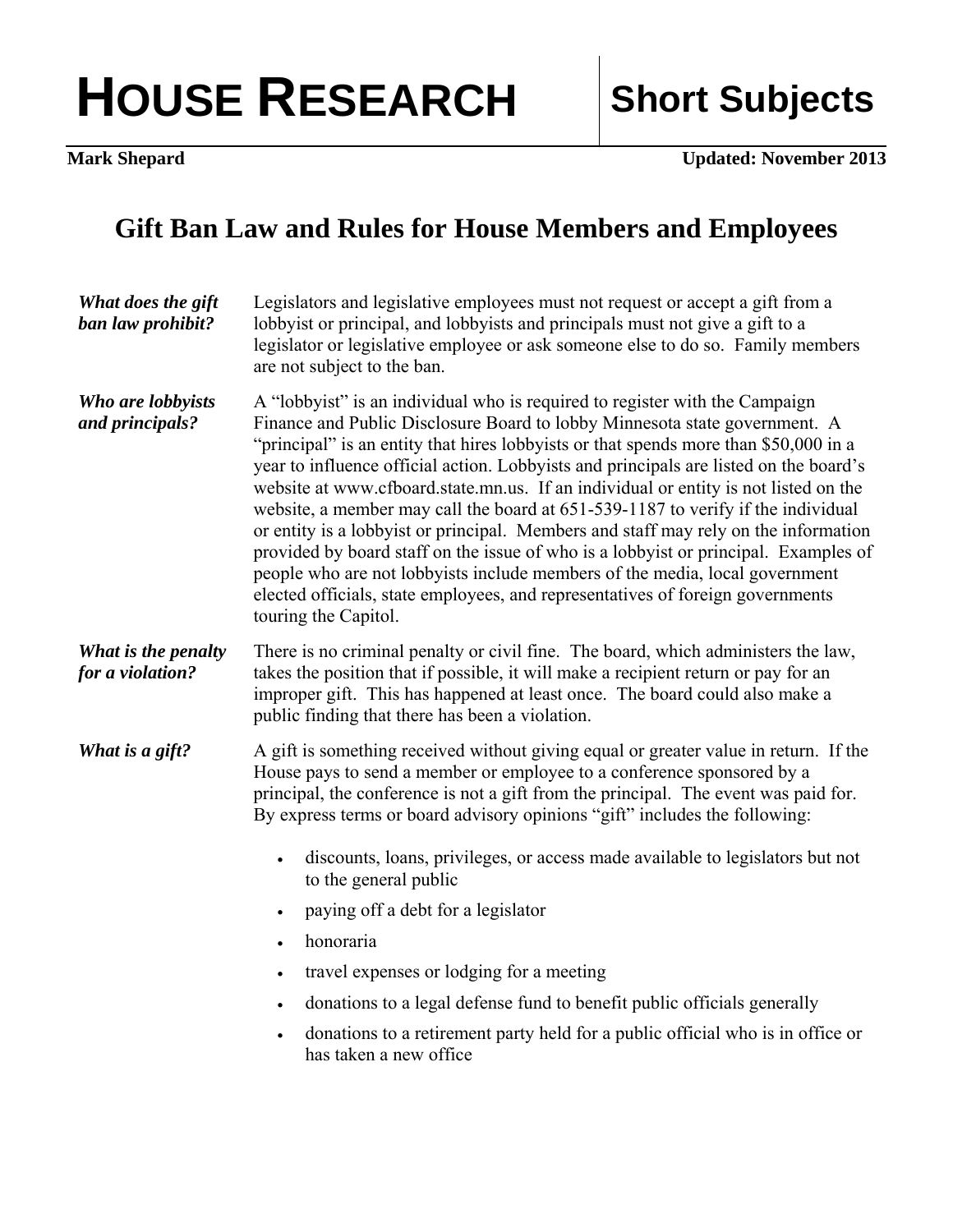# HOUSE RESEARCH | Short Subjects

**Mark Shepard** **Updated: November 2013**

## Gift Ban Law and Rules for House Members and Employees

***What does the gift ban law prohibit?***

Legislators and legislative employees must not request or accept a gift from a lobbyist or principal, and lobbyists and principals must not give a gift to a legislator or legislative employee or ask someone else to do so. Family members are not subject to the ban.

***Who are lobbyists and principals?***

A "lobbyist" is an individual who is required to register with the Campaign Finance and Public Disclosure Board to lobby Minnesota state government. A "principal" is an entity that hires lobbyists or that spends more than $50,000 in a year to influence official action. Lobbyists and principals are listed on the board's website at www.cfboard.state.mn.us. If an individual or entity is not listed on the website, a member may call the board at 651-539-1187 to verify if the individual or entity is a lobbyist or principal. Members and staff may rely on the information provided by board staff on the issue of who is a lobbyist or principal. Examples of people who are not lobbyists include members of the media, local government elected officials, state employees, and representatives of foreign governments touring the Capitol.

***What is the penalty for a violation?***

There is no criminal penalty or civil fine. The board, which administers the law, takes the position that if possible, it will make a recipient return or pay for an improper gift. This has happened at least once. The board could also make a public finding that there has been a violation.

***What is a gift?***

A gift is something received without giving equal or greater value in return. If the House pays to send a member or employee to a conference sponsored by a principal, the conference is not a gift from the principal. The event was paid for. By express terms or board advisory opinions "gift" includes the following:

- discounts, loans, privileges, or access made available to legislators but not to the general public
- paying off a debt for a legislator
- honoraria
- travel expenses or lodging for a meeting
- donations to a legal defense fund to benefit public officials generally
- donations to a retirement party held for a public official who is in office or has taken a new office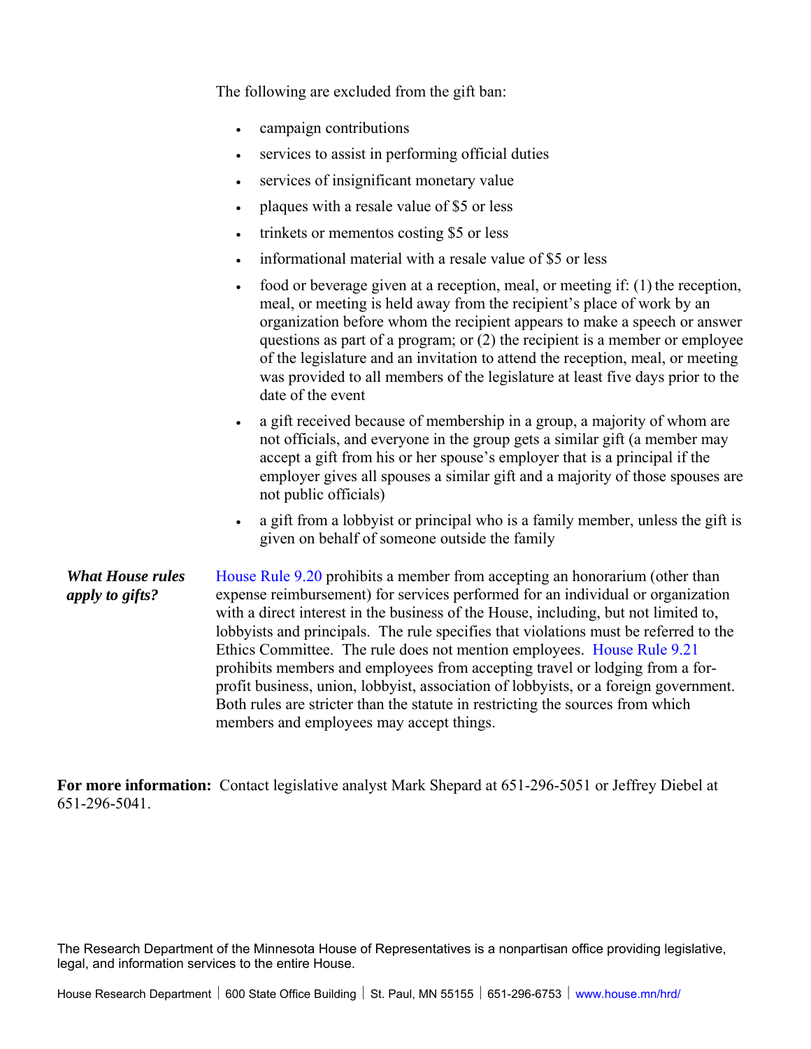The following are excluded from the gift ban:

- campaign contributions
- services to assist in performing official duties
- services of insignificant monetary value
- plaques with a resale value of $5 or less
- trinkets or mementos costing $5 or less
- informational material with a resale value of $5 or less
- food or beverage given at a reception, meal, or meeting if: (1) the reception, meal, or meeting is held away from the recipient's place of work by an organization before whom the recipient appears to make a speech or answer questions as part of a program; or (2) the recipient is a member or employee of the legislature and an invitation to attend the reception, meal, or meeting was provided to all members of the legislature at least five days prior to the date of the event
- a gift received because of membership in a group, a majority of whom are not officials, and everyone in the group gets a similar gift (a member may accept a gift from his or her spouse's employer that is a principal if the employer gives all spouses a similar gift and a majority of those spouses are not public officials)
- a gift from a lobbyist or principal who is a family member, unless the gift is given on behalf of someone outside the family

***What House rules apply to gifts?***

House Rule 9.20 prohibits a member from accepting an honorarium (other than expense reimbursement) for services performed for an individual or organization with a direct interest in the business of the House, including, but not limited to, lobbyists and principals. The rule specifies that violations must be referred to the Ethics Committee. The rule does not mention employees. House Rule 9.21 prohibits members and employees from accepting travel or lodging from a for-profit business, union, lobbyist, association of lobbyists, or a foreign government. Both rules are stricter than the statute in restricting the sources from which members and employees may accept things.

**For more information:** Contact legislative analyst Mark Shepard at 651-296-5051 or Jeffrey Diebel at 651-296-5041.

The Research Department of the Minnesota House of Representatives is a nonpartisan office providing legislative, legal, and information services to the entire House.

House Research Department | 600 State Office Building | St. Paul, MN 55155 | 651-296-6753 | www.house.mn/hrd/